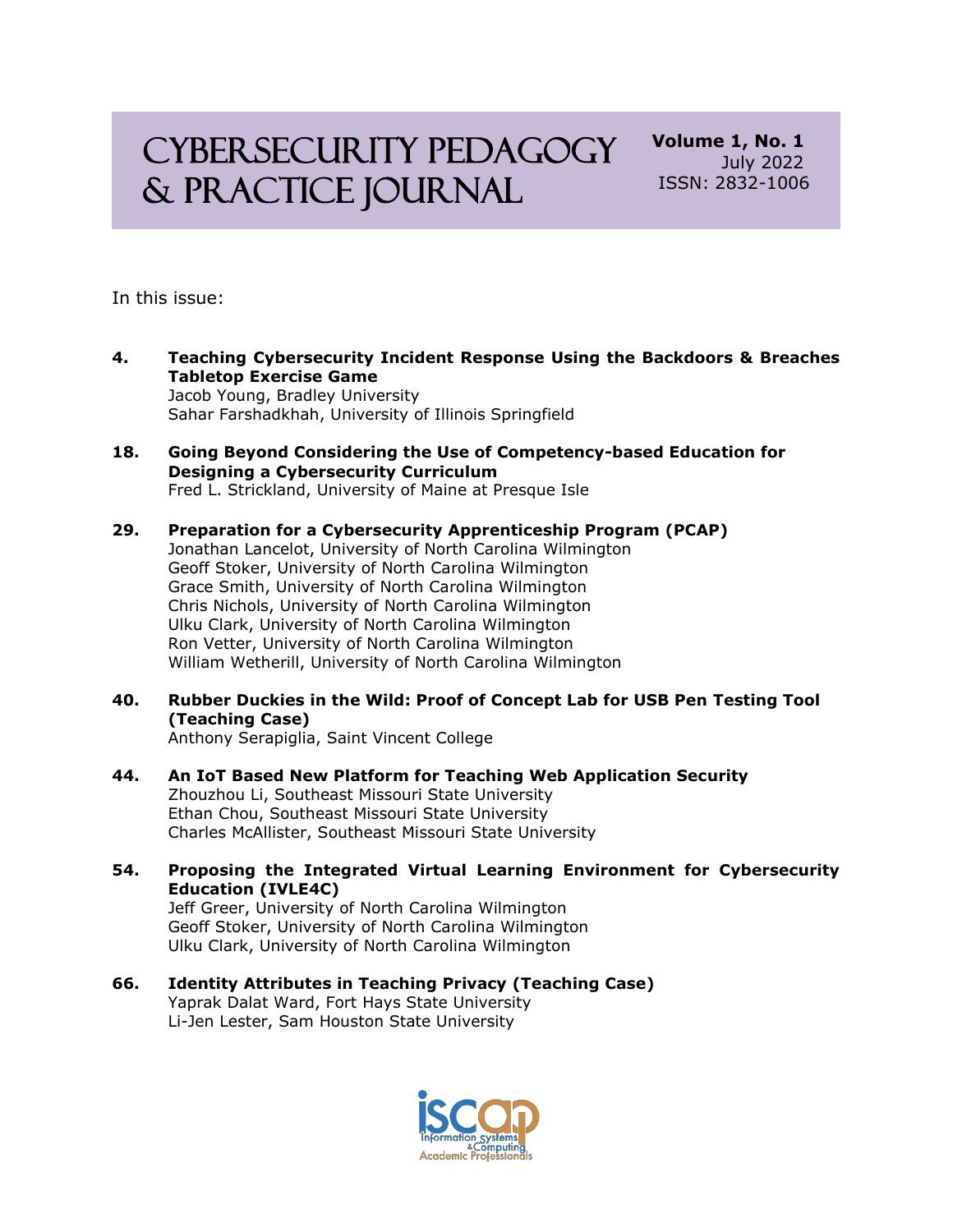# Cybersecurity Pedagogy & Practice Journal

**Volume 1, No. 1**
July 2022
ISSN: 2832-1006

In this issue:

**4. Teaching Cybersecurity Incident Response Using the Backdoors & Breaches Tabletop Exercise Game**
Jacob Young, Bradley University
Sahar Farshadkhah, University of Illinois Springfield

**18. Going Beyond Considering the Use of Competency-based Education for Designing a Cybersecurity Curriculum**
Fred L. Strickland, University of Maine at Presque Isle

**29. Preparation for a Cybersecurity Apprenticeship Program (PCAP)**
Jonathan Lancelot, University of North Carolina Wilmington
Geoff Stoker, University of North Carolina Wilmington
Grace Smith, University of North Carolina Wilmington
Chris Nichols, University of North Carolina Wilmington
Ulku Clark, University of North Carolina Wilmington
Ron Vetter, University of North Carolina Wilmington
William Wetherill, University of North Carolina Wilmington

**40. Rubber Duckies in the Wild: Proof of Concept Lab for USB Pen Testing Tool (Teaching Case)**
Anthony Serapiglia, Saint Vincent College

**44. An IoT Based New Platform for Teaching Web Application Security**
Zhouzhou Li, Southeast Missouri State University
Ethan Chou, Southeast Missouri State University
Charles McAllister, Southeast Missouri State University

**54. Proposing the Integrated Virtual Learning Environment for Cybersecurity Education (IVLE4C)**
Jeff Greer, University of North Carolina Wilmington
Geoff Stoker, University of North Carolina Wilmington
Ulku Clark, University of North Carolina Wilmington

**66. Identity Attributes in Teaching Privacy (Teaching Case)**
Yaprak Dalat Ward, Fort Hays State University
Li-Jen Lester, Sam Houston State University

ISCAP
Information Systems & Computing Academic Professionals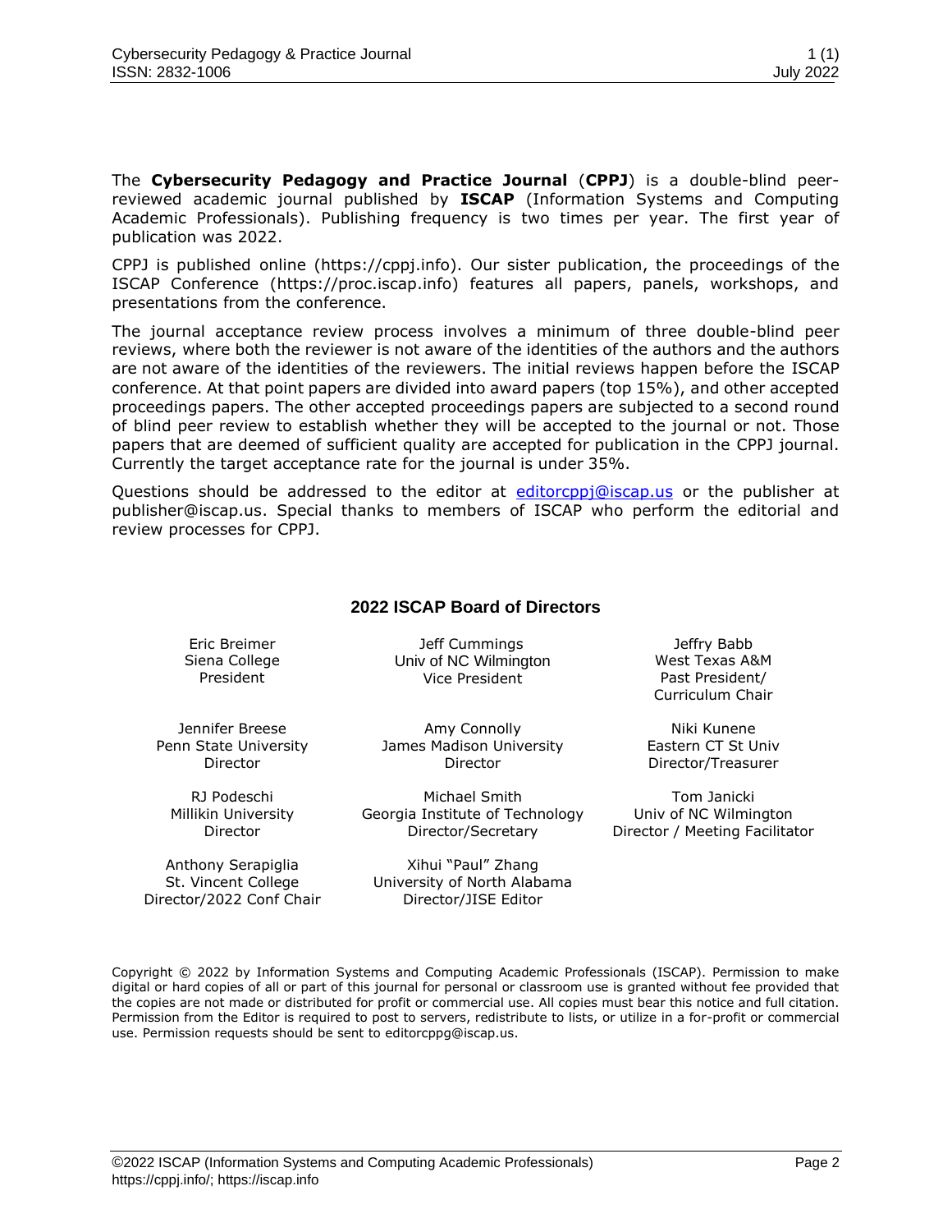The **Cybersecurity Pedagogy and Practice Journal** (**CPPJ**) is a double-blind peer-reviewed academic journal published by **ISCAP** (Information Systems and Computing Academic Professionals). Publishing frequency is two times per year. The first year of publication was 2022.

CPPJ is published online (https://cppj.info). Our sister publication, the proceedings of the ISCAP Conference (https://proc.iscap.info) features all papers, panels, workshops, and presentations from the conference.

The journal acceptance review process involves a minimum of three double-blind peer reviews, where both the reviewer is not aware of the identities of the authors and the authors are not aware of the identities of the reviewers. The initial reviews happen before the ISCAP conference. At that point papers are divided into award papers (top 15%), and other accepted proceedings papers. The other accepted proceedings papers are subjected to a second round of blind peer review to establish whether they will be accepted to the journal or not. Those papers that are deemed of sufficient quality are accepted for publication in the CPPJ journal. Currently the target acceptance rate for the journal is under 35%.

Questions should be addressed to the editor at editorcppj@iscap.us or the publisher at publisher@iscap.us. Special thanks to members of ISCAP who perform the editorial and review processes for CPPJ.

## 2022 ISCAP Board of Directors

| | | |
|---|---|---|
| Eric Breimer<br>Siena College<br>President | Jeff Cummings<br>Univ of NC Wilmington<br>Vice President | Jeffry Babb<br>West Texas A&M<br>Past President/<br>Curriculum Chair |
| Jennifer Breese<br>Penn State University<br>Director | Amy Connolly<br>James Madison University<br>Director | Niki Kunene<br>Eastern CT St Univ<br>Director/Treasurer |
| RJ Podeschi<br>Millikin University<br>Director | Michael Smith<br>Georgia Institute of Technology<br>Director/Secretary | Tom Janicki<br>Univ of NC Wilmington<br>Director / Meeting Facilitator |
| Anthony Serapiglia<br>St. Vincent College<br>Director/2022 Conf Chair | Xihui "Paul" Zhang<br>University of North Alabama<br>Director/JISE Editor | |

Copyright © 2022 by Information Systems and Computing Academic Professionals (ISCAP). Permission to make digital or hard copies of all or part of this journal for personal or classroom use is granted without fee provided that the copies are not made or distributed for profit or commercial use. All copies must bear this notice and full citation. Permission from the Editor is required to post to servers, redistribute to lists, or utilize in a for-profit or commercial use. Permission requests should be sent to editorcppg@iscap.us.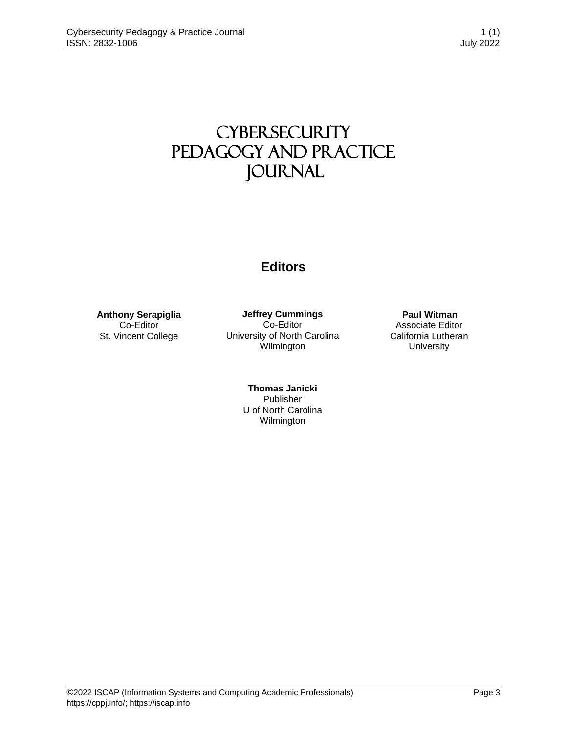# CYBERSECURITY PEDAGOGY AND PRACTICE JOURNAL

## Editors

**Anthony Serapiglia**
Co-Editor
St. Vincent College

**Jeffrey Cummings**
Co-Editor
University of North Carolina Wilmington

**Paul Witman**
Associate Editor
California Lutheran University

**Thomas Janicki**
Publisher
U of North Carolina Wilmington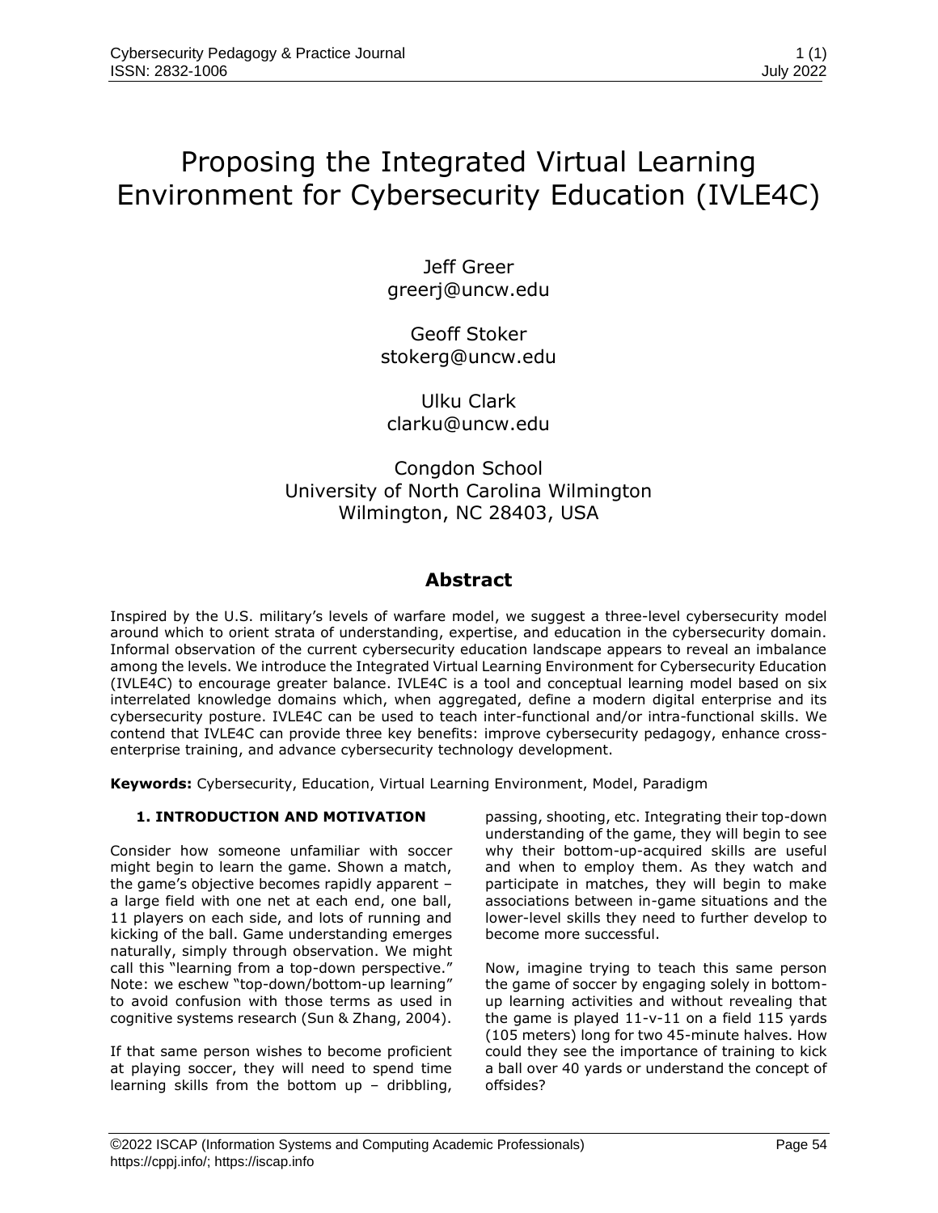# Proposing the Integrated Virtual Learning Environment for Cybersecurity Education (IVLE4C)

Jeff Greer
greerj@uncw.edu

Geoff Stoker
stokerg@uncw.edu

Ulku Clark
clarku@uncw.edu

Congdon School
University of North Carolina Wilmington
Wilmington, NC 28403, USA

## Abstract

Inspired by the U.S. military's levels of warfare model, we suggest a three-level cybersecurity model around which to orient strata of understanding, expertise, and education in the cybersecurity domain. Informal observation of the current cybersecurity education landscape appears to reveal an imbalance among the levels. We introduce the Integrated Virtual Learning Environment for Cybersecurity Education (IVLE4C) to encourage greater balance. IVLE4C is a tool and conceptual learning model based on six interrelated knowledge domains which, when aggregated, define a modern digital enterprise and its cybersecurity posture. IVLE4C can be used to teach inter-functional and/or intra-functional skills. We contend that IVLE4C can provide three key benefits: improve cybersecurity pedagogy, enhance cross-enterprise training, and advance cybersecurity technology development.

**Keywords:** Cybersecurity, Education, Virtual Learning Environment, Model, Paradigm

### 1. INTRODUCTION AND MOTIVATION

Consider how someone unfamiliar with soccer might begin to learn the game. Shown a match, the game's objective becomes rapidly apparent – a large field with one net at each end, one ball, 11 players on each side, and lots of running and kicking of the ball. Game understanding emerges naturally, simply through observation. We might call this "learning from a top-down perspective." Note: we eschew "top-down/bottom-up learning" to avoid confusion with those terms as used in cognitive systems research (Sun & Zhang, 2004).

If that same person wishes to become proficient at playing soccer, they will need to spend time learning skills from the bottom up – dribbling, passing, shooting, etc. Integrating their top-down understanding of the game, they will begin to see why their bottom-up-acquired skills are useful and when to employ them. As they watch and participate in matches, they will begin to make associations between in-game situations and the lower-level skills they need to further develop to become more successful.

Now, imagine trying to teach this same person the game of soccer by engaging solely in bottom-up learning activities and without revealing that the game is played 11-v-11 on a field 115 yards (105 meters) long for two 45-minute halves. How could they see the importance of training to kick a ball over 40 yards or understand the concept of offsides?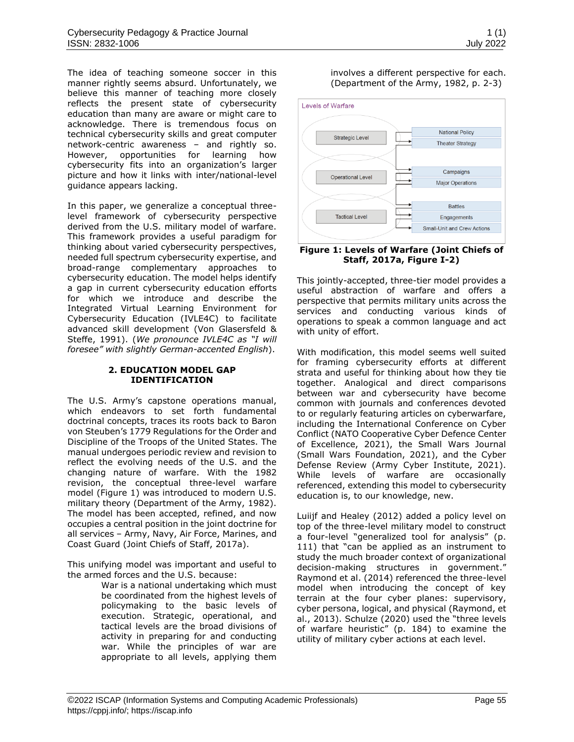The idea of teaching someone soccer in this manner rightly seems absurd. Unfortunately, we believe this manner of teaching more closely reflects the present state of cybersecurity education than many are aware or might care to acknowledge. There is tremendous focus on technical cybersecurity skills and great computer network-centric awareness – and rightly so. However, opportunities for learning how cybersecurity fits into an organization's larger picture and how it links with inter/national-level guidance appears lacking.

In this paper, we generalize a conceptual three-level framework of cybersecurity perspective derived from the U.S. military model of warfare. This framework provides a useful paradigm for thinking about varied cybersecurity perspectives, needed full spectrum cybersecurity expertise, and broad-range complementary approaches to cybersecurity education. The model helps identify a gap in current cybersecurity education efforts for which we introduce and describe the Integrated Virtual Learning Environment for Cybersecurity Education (IVLE4C) to facilitate advanced skill development (Von Glasersfeld & Steffe, 1991). (*We pronounce IVLE4C as "I will foresee" with slightly German-accented English*).

## 2. EDUCATION MODEL GAP IDENTIFICATION

The U.S. Army's capstone operations manual, which endeavors to set forth fundamental doctrinal concepts, traces its roots back to Baron von Steuben's 1779 Regulations for the Order and Discipline of the Troops of the United States. The manual undergoes periodic review and revision to reflect the evolving needs of the U.S. and the changing nature of warfare. With the 1982 revision, the conceptual three-level warfare model (Figure 1) was introduced to modern U.S. military theory (Department of the Army, 1982). The model has been accepted, refined, and now occupies a central position in the joint doctrine for all services – Army, Navy, Air Force, Marines, and Coast Guard (Joint Chiefs of Staff, 2017a).

This unifying model was important and useful to the armed forces and the U.S. because:

> War is a national undertaking which must be coordinated from the highest levels of policymaking to the basic levels of execution. Strategic, operational, and tactical levels are the broad divisions of activity in preparing for and conducting war. While the principles of war are appropriate to all levels, applying them involves a different perspective for each. (Department of the Army, 1982, p. 2-3)

Levels of Warfare

| Level | |
|---|---|
| Strategic Level | National Policy |
| | Theater Strategy |
| Operational Level | Campaigns |
| | Major Operations |
| Tactical Level | Battles |
| | Engagements |
| | Small-Unit and Crew Actions |

**Figure 1: Levels of Warfare (Joint Chiefs of Staff, 2017a, Figure I-2)**

This jointly-accepted, three-tier model provides a useful abstraction of warfare and offers a perspective that permits military units across the services and conducting various kinds of operations to speak a common language and act with unity of effort.

With modification, this model seems well suited for framing cybersecurity efforts at different strata and useful for thinking about how they tie together. Analogical and direct comparisons between war and cybersecurity have become common with journals and conferences devoted to or regularly featuring articles on cyberwarfare, including the International Conference on Cyber Conflict (NATO Cooperative Cyber Defence Center of Excellence, 2021), the Small Wars Journal (Small Wars Foundation, 2021), and the Cyber Defense Review (Army Cyber Institute, 2021). While levels of warfare are occasionally referenced, extending this model to cybersecurity education is, to our knowledge, new.

Luiijf and Healey (2012) added a policy level on top of the three-level military model to construct a four-level "generalized tool for analysis" (p. 111) that "can be applied as an instrument to study the much broader context of organizational decision-making structures in government." Raymond et al. (2014) referenced the three-level model when introducing the concept of key terrain at the four cyber planes: supervisory, cyber persona, logical, and physical (Raymond, et al., 2013). Schulze (2020) used the "three levels of warfare heuristic" (p. 184) to examine the utility of military cyber actions at each level.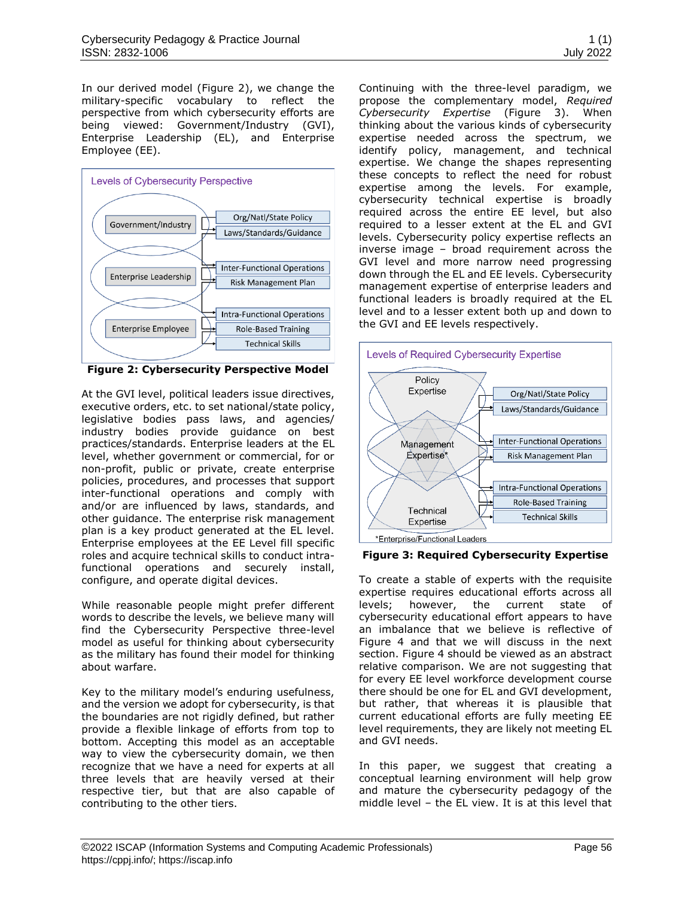In our derived model (Figure 2), we change the military-specific vocabulary to reflect the perspective from which cybersecurity efforts are being viewed: Government/Industry (GVI), Enterprise Leadership (EL), and Enterprise Employee (EE).

Levels of Cybersecurity Perspective

Government/Industry — Org/Natl/State Policy; Laws/Standards/Guidance

Enterprise Leadership — Inter-Functional Operations; Risk Management Plan

Enterprise Employee — Intra-Functional Operations; Role-Based Training; Technical Skills

**Figure 2: Cybersecurity Perspective Model**

At the GVI level, political leaders issue directives, executive orders, etc. to set national/state policy, legislative bodies pass laws, and agencies/ industry bodies provide guidance on best practices/standards. Enterprise leaders at the EL level, whether government or commercial, for or non-profit, public or private, create enterprise policies, procedures, and processes that support inter-functional operations and comply with and/or are influenced by laws, standards, and other guidance. The enterprise risk management plan is a key product generated at the EL level. Enterprise employees at the EE Level fill specific roles and acquire technical skills to conduct intra-functional operations and securely install, configure, and operate digital devices.

While reasonable people might prefer different words to describe the levels, we believe many will find the Cybersecurity Perspective three-level model as useful for thinking about cybersecurity as the military has found their model for thinking about warfare.

Key to the military model's enduring usefulness, and the version we adopt for cybersecurity, is that the boundaries are not rigidly defined, but rather provide a flexible linkage of efforts from top to bottom. Accepting this model as an acceptable way to view the cybersecurity domain, we then recognize that we have a need for experts at all three levels that are heavily versed at their respective tier, but that are also capable of contributing to the other tiers.

Continuing with the three-level paradigm, we propose the complementary model, *Required Cybersecurity Expertise* (Figure 3). When thinking about the various kinds of cybersecurity expertise needed across the spectrum, we identify policy, management, and technical expertise. We change the shapes representing these concepts to reflect the need for robust expertise among the levels. For example, cybersecurity technical expertise is broadly required across the entire EE level, but also required to a lesser extent at the EL and GVI levels. Cybersecurity policy expertise reflects an inverse image – broad requirement across the GVI level and more narrow need progressing down through the EL and EE levels. Cybersecurity management expertise of enterprise leaders and functional leaders is broadly required at the EL level and to a lesser extent both up and down to the GVI and EE levels respectively.

Levels of Required Cybersecurity Expertise

Policy Expertise — Org/Natl/State Policy; Laws/Standards/Guidance

Management Expertise* — Inter-Functional Operations; Risk Management Plan

Technical Expertise — Intra-Functional Operations; Role-Based Training; Technical Skills

*Enterprise/Functional Leaders

**Figure 3: Required Cybersecurity Expertise**

To create a stable of experts with the requisite expertise requires educational efforts across all levels; however, the current state of cybersecurity educational effort appears to have an imbalance that we believe is reflective of Figure 4 and that we will discuss in the next section. Figure 4 should be viewed as an abstract relative comparison. We are not suggesting that for every EE level workforce development course there should be one for EL and GVI development, but rather, that whereas it is plausible that current educational efforts are fully meeting EE level requirements, they are likely not meeting EL and GVI needs.

In this paper, we suggest that creating a conceptual learning environment will help grow and mature the cybersecurity pedagogy of the middle level – the EL view. It is at this level that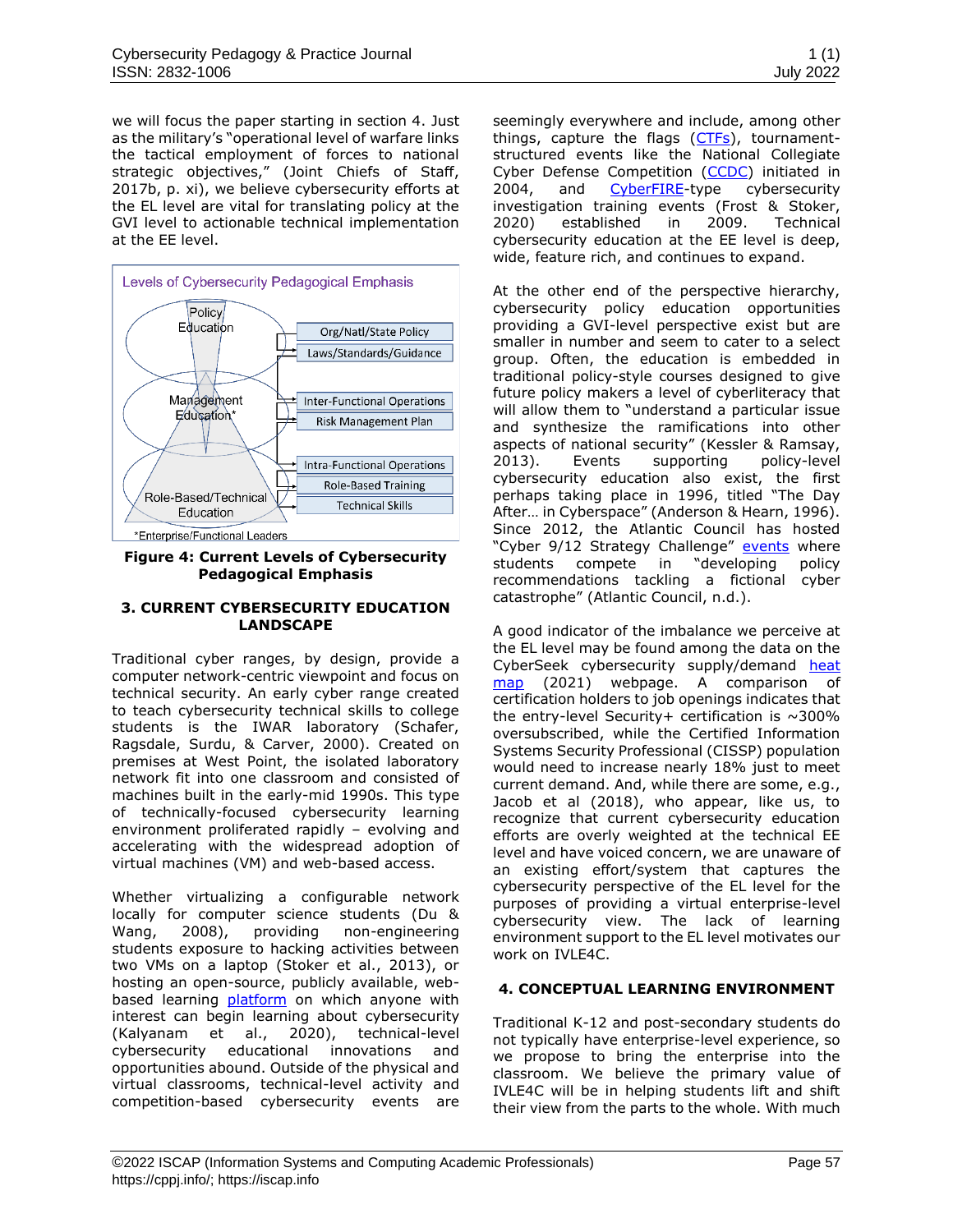we will focus the paper starting in section 4. Just as the military's "operational level of warfare links the tactical employment of forces to national strategic objectives," (Joint Chiefs of Staff, 2017b, p. xi), we believe cybersecurity efforts at the EL level are vital for translating policy at the GVI level to actionable technical implementation at the EE level.

Levels of Cybersecurity Pedagogical Emphasis

Policy Education — Org/Natl/State Policy; Laws/Standards/Guidance

Management Education* — Inter-Functional Operations; Risk Management Plan

Role-Based/Technical Education — Intra-Functional Operations; Role-Based Training; Technical Skills

*Enterprise/Functional Leaders

**Figure 4: Current Levels of Cybersecurity Pedagogical Emphasis**

## 3. CURRENT CYBERSECURITY EDUCATION LANDSCAPE

Traditional cyber ranges, by design, provide a computer network-centric viewpoint and focus on technical security. An early cyber range created to teach cybersecurity technical skills to college students is the IWAR laboratory (Schafer, Ragsdale, Surdu, & Carver, 2000). Created on premises at West Point, the isolated laboratory network fit into one classroom and consisted of machines built in the early-mid 1990s. This type of technically-focused cybersecurity learning environment proliferated rapidly – evolving and accelerating with the widespread adoption of virtual machines (VM) and web-based access.

Whether virtualizing a configurable network locally for computer science students (Du & Wang, 2008), providing non-engineering students exposure to hacking activities between two VMs on a laptop (Stoker et al., 2013), or hosting an open-source, publicly available, web-based learning platform on which anyone with interest can begin learning about cybersecurity (Kalyanam et al., 2020), technical-level cybersecurity educational innovations and opportunities abound. Outside of the physical and virtual classrooms, technical-level activity and competition-based cybersecurity events are seemingly everywhere and include, among other things, capture the flags (CTFs), tournament-structured events like the National Collegiate Cyber Defense Competition (CCDC) initiated in 2004, and CyberFIRE-type cybersecurity investigation training events (Frost & Stoker, 2020) established in 2009. Technical cybersecurity education at the EE level is deep, wide, feature rich, and continues to expand.

At the other end of the perspective hierarchy, cybersecurity policy education opportunities providing a GVI-level perspective exist but are smaller in number and seem to cater to a select group. Often, the education is embedded in traditional policy-style courses designed to give future policy makers a level of cyberliteracy that will allow them to "understand a particular issue and synthesize the ramifications into other aspects of national security" (Kessler & Ramsay, 2013). Events supporting policy-level cybersecurity education also exist, the first perhaps taking place in 1996, titled "The Day After… in Cyberspace" (Anderson & Hearn, 1996). Since 2012, the Atlantic Council has hosted "Cyber 9/12 Strategy Challenge" events where students compete in "developing policy recommendations tackling a fictional cyber catastrophe" (Atlantic Council, n.d.).

A good indicator of the imbalance we perceive at the EL level may be found among the data on the CyberSeek cybersecurity supply/demand heat map (2021) webpage. A comparison of certification holders to job openings indicates that the entry-level Security+ certification is ~300% oversubscribed, while the Certified Information Systems Security Professional (CISSP) population would need to increase nearly 18% just to meet current demand. And, while there are some, e.g., Jacob et al (2018), who appear, like us, to recognize that current cybersecurity education efforts are overly weighted at the technical EE level and have voiced concern, we are unaware of an existing effort/system that captures the cybersecurity perspective of the EL level for the purposes of providing a virtual enterprise-level cybersecurity view. The lack of learning environment support to the EL level motivates our work on IVLE4C.

## 4. CONCEPTUAL LEARNING ENVIRONMENT

Traditional K-12 and post-secondary students do not typically have enterprise-level experience, so we propose to bring the enterprise into the classroom. We believe the primary value of IVLE4C will be in helping students lift and shift their view from the parts to the whole. With much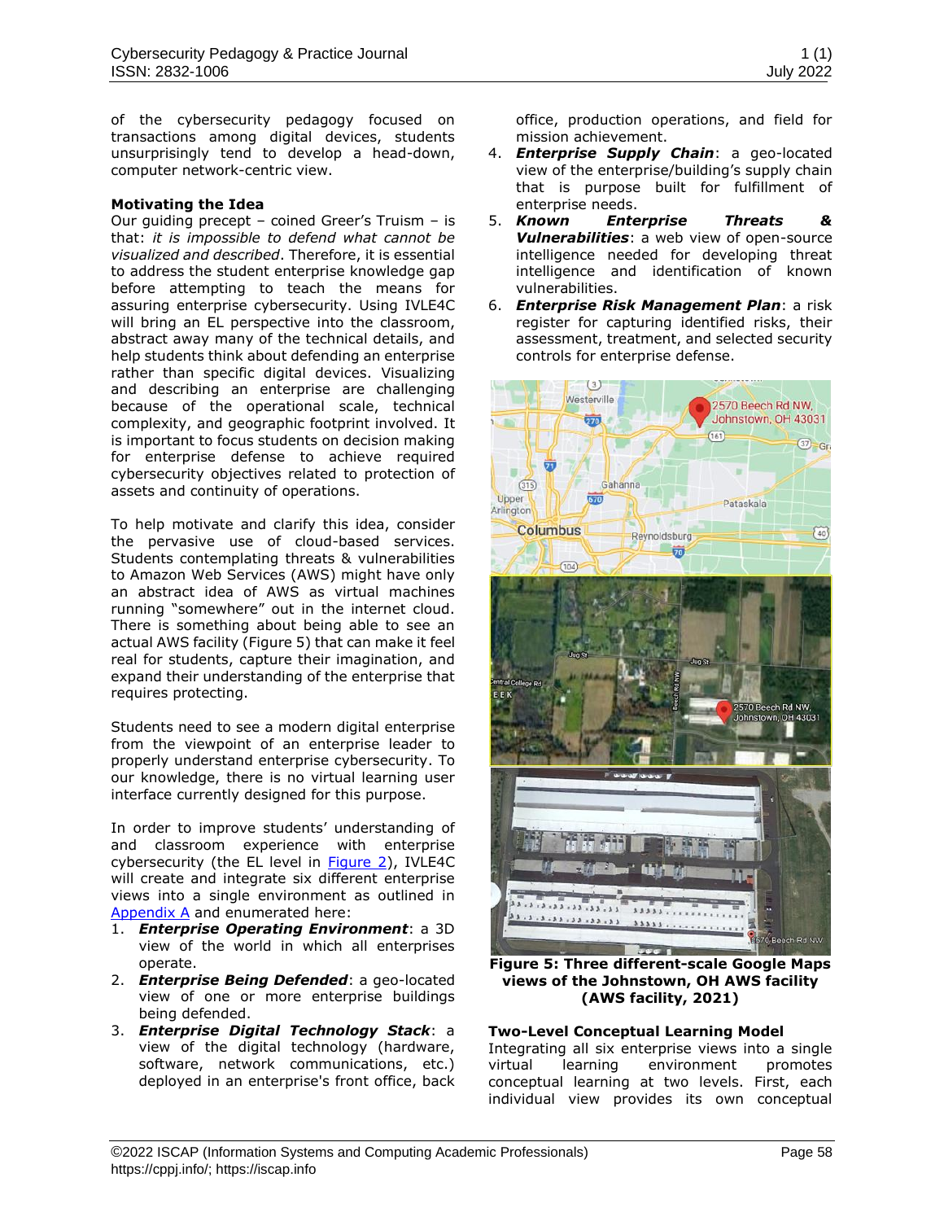of the cybersecurity pedagogy focused on transactions among digital devices, students unsurprisingly tend to develop a head-down, computer network-centric view.

**Motivating the Idea**

Our guiding precept – coined Greer's Truism – is that: *it is impossible to defend what cannot be visualized and described*. Therefore, it is essential to address the student enterprise knowledge gap before attempting to teach the means for assuring enterprise cybersecurity. Using IVLE4C will bring an EL perspective into the classroom, abstract away many of the technical details, and help students think about defending an enterprise rather than specific digital devices. Visualizing and describing an enterprise are challenging because of the operational scale, technical complexity, and geographic footprint involved. It is important to focus students on decision making for enterprise defense to achieve required cybersecurity objectives related to protection of assets and continuity of operations.

To help motivate and clarify this idea, consider the pervasive use of cloud-based services. Students contemplating threats & vulnerabilities to Amazon Web Services (AWS) might have only an abstract idea of AWS as virtual machines running "somewhere" out in the internet cloud. There is something about being able to see an actual AWS facility (Figure 5) that can make it feel real for students, capture their imagination, and expand their understanding of the enterprise that requires protecting.

Students need to see a modern digital enterprise from the viewpoint of an enterprise leader to properly understand enterprise cybersecurity. To our knowledge, there is no virtual learning user interface currently designed for this purpose.

In order to improve students' understanding of and classroom experience with enterprise cybersecurity (the EL level in Figure 2), IVLE4C will create and integrate six different enterprise views into a single environment as outlined in Appendix A and enumerated here:

1. ***Enterprise Operating Environment***: a 3D view of the world in which all enterprises operate.
2. ***Enterprise Being Defended***: a geo-located view of one or more enterprise buildings being defended.
3. ***Enterprise Digital Technology Stack***: a view of the digital technology (hardware, software, network communications, etc.) deployed in an enterprise's front office, back office, production operations, and field for mission achievement.
4. ***Enterprise Supply Chain***: a geo-located view of the enterprise/building's supply chain that is purpose built for fulfillment of enterprise needs.
5. ***Known Enterprise Threats & Vulnerabilities***: a web view of open-source intelligence needed for developing threat intelligence and identification of known vulnerabilities.
6. ***Enterprise Risk Management Plan***: a risk register for capturing identified risks, their assessment, treatment, and selected security controls for enterprise defense.

**Figure 5: Three different-scale Google Maps views of the Johnstown, OH AWS facility (AWS facility, 2021)**

**Two-Level Conceptual Learning Model**

Integrating all six enterprise views into a single virtual learning environment promotes conceptual learning at two levels. First, each individual view provides its own conceptual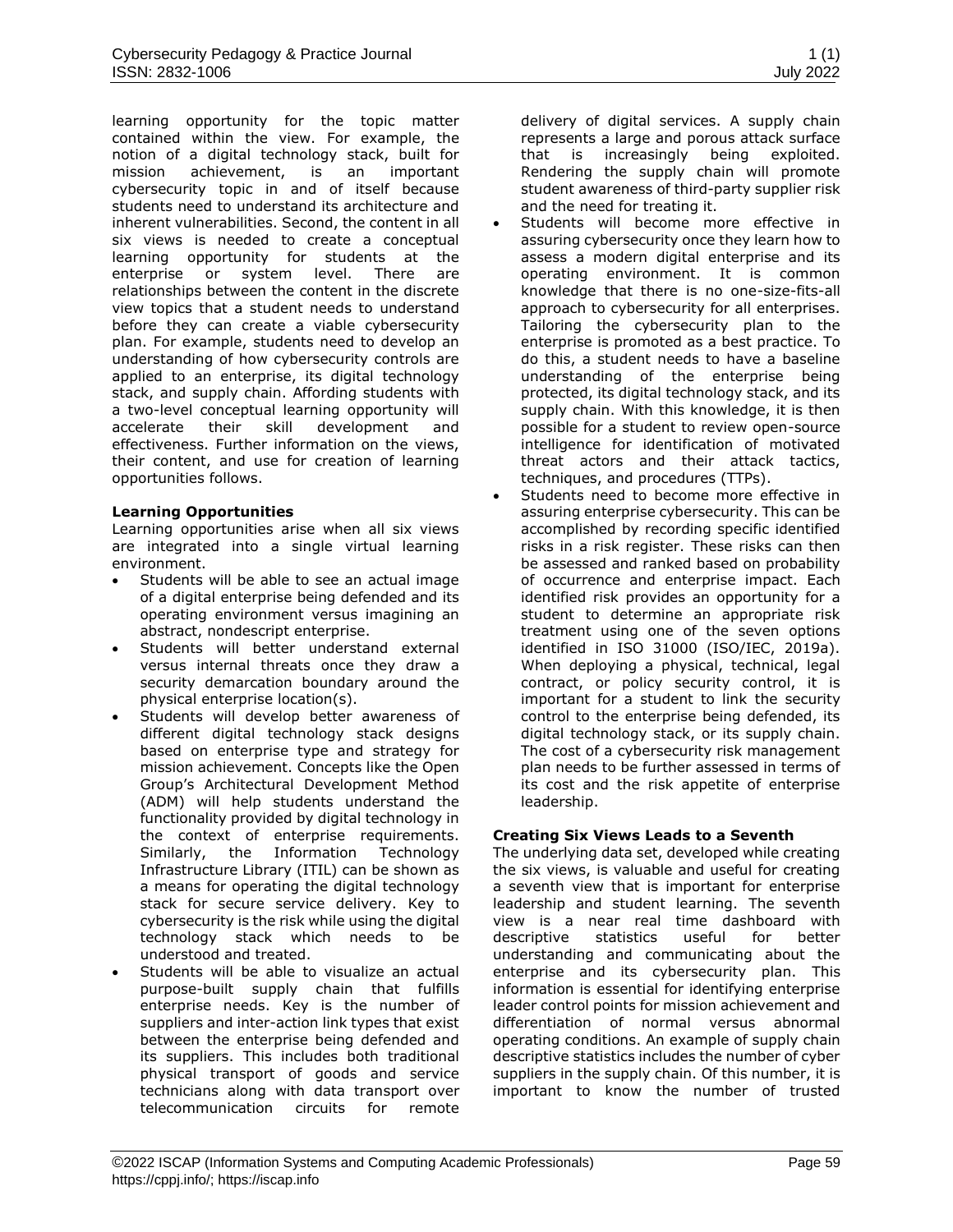learning opportunity for the topic matter contained within the view. For example, the notion of a digital technology stack, built for mission achievement, is an important cybersecurity topic in and of itself because students need to understand its architecture and inherent vulnerabilities. Second, the content in all six views is needed to create a conceptual learning opportunity for students at the enterprise or system level. There are relationships between the content in the discrete view topics that a student needs to understand before they can create a viable cybersecurity plan. For example, students need to develop an understanding of how cybersecurity controls are applied to an enterprise, its digital technology stack, and supply chain. Affording students with a two-level conceptual learning opportunity will accelerate their skill development and effectiveness. Further information on the views, their content, and use for creation of learning opportunities follows.

**Learning Opportunities**

Learning opportunities arise when all six views are integrated into a single virtual learning environment.

- Students will be able to see an actual image of a digital enterprise being defended and its operating environment versus imagining an abstract, nondescript enterprise.
- Students will better understand external versus internal threats once they draw a security demarcation boundary around the physical enterprise location(s).
- Students will develop better awareness of different digital technology stack designs based on enterprise type and strategy for mission achievement. Concepts like the Open Group's Architectural Development Method (ADM) will help students understand the functionality provided by digital technology in the context of enterprise requirements. Similarly, the Information Technology Infrastructure Library (ITIL) can be shown as a means for operating the digital technology stack for secure service delivery. Key to cybersecurity is the risk while using the digital technology stack which needs to be understood and treated.
- Students will be able to visualize an actual purpose-built supply chain that fulfills enterprise needs. Key is the number of suppliers and inter-action link types that exist between the enterprise being defended and its suppliers. This includes both traditional physical transport of goods and service technicians along with data transport over telecommunication circuits for remote delivery of digital services. A supply chain represents a large and porous attack surface that is increasingly being exploited. Rendering the supply chain will promote student awareness of third-party supplier risk and the need for treating it.
- Students will become more effective in assuring cybersecurity once they learn how to assess a modern digital enterprise and its operating environment. It is common knowledge that there is no one-size-fits-all approach to cybersecurity for all enterprises. Tailoring the cybersecurity plan to the enterprise is promoted as a best practice. To do this, a student needs to have a baseline understanding of the enterprise being protected, its digital technology stack, and its supply chain. With this knowledge, it is then possible for a student to review open-source intelligence for identification of motivated threat actors and their attack tactics, techniques, and procedures (TTPs).
- Students need to become more effective in assuring enterprise cybersecurity. This can be accomplished by recording specific identified risks in a risk register. These risks can then be assessed and ranked based on probability of occurrence and enterprise impact. Each identified risk provides an opportunity for a student to determine an appropriate risk treatment using one of the seven options identified in ISO 31000 (ISO/IEC, 2019a). When deploying a physical, technical, legal contract, or policy security control, it is important for a student to link the security control to the enterprise being defended, its digital technology stack, or its supply chain. The cost of a cybersecurity risk management plan needs to be further assessed in terms of its cost and the risk appetite of enterprise leadership.

**Creating Six Views Leads to a Seventh**

The underlying data set, developed while creating the six views, is valuable and useful for creating a seventh view that is important for enterprise leadership and student learning. The seventh view is a near real time dashboard with descriptive statistics useful for better understanding and communicating about the enterprise and its cybersecurity plan. This information is essential for identifying enterprise leader control points for mission achievement and differentiation of normal versus abnormal operating conditions. An example of supply chain descriptive statistics includes the number of cyber suppliers in the supply chain. Of this number, it is important to know the number of trusted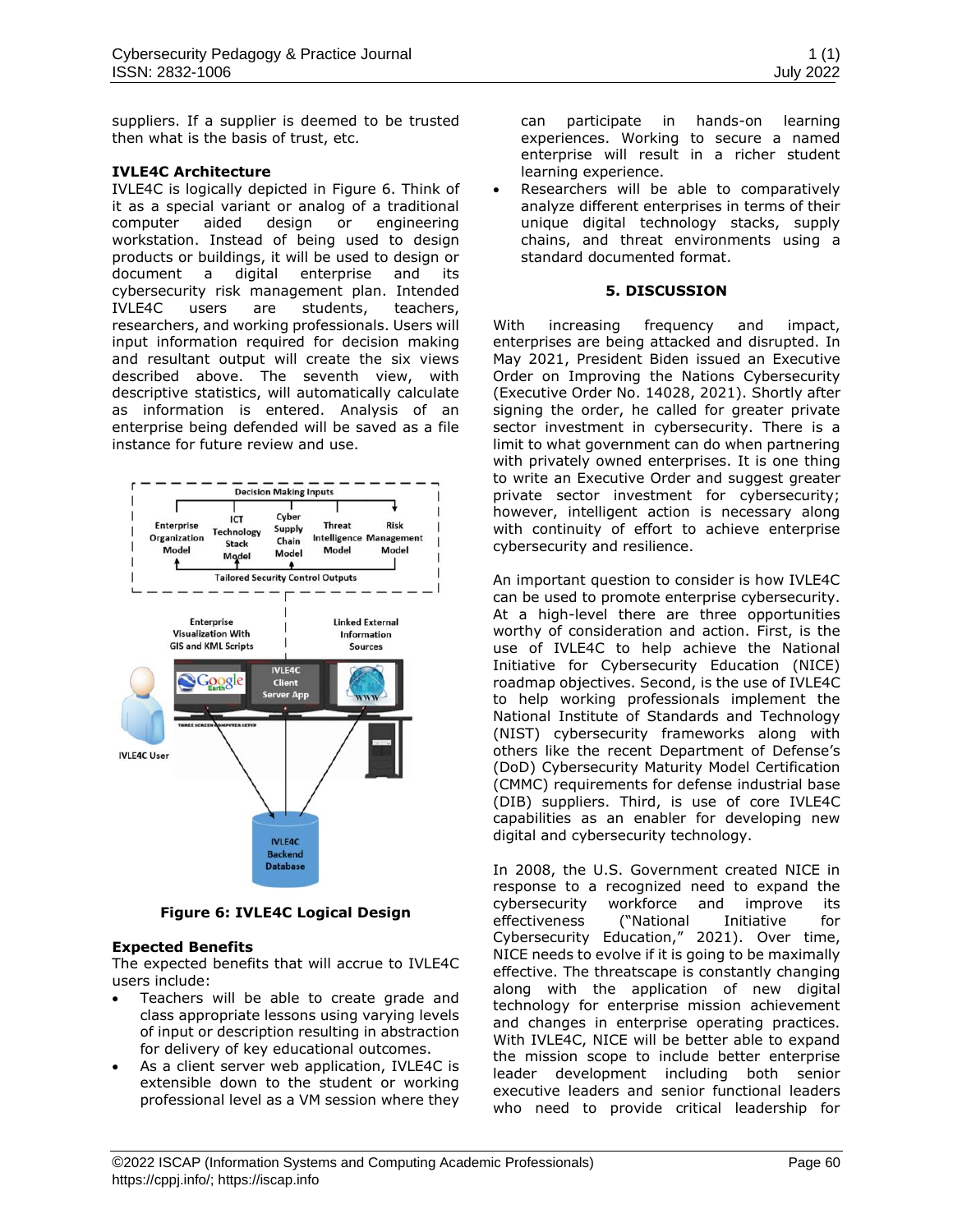suppliers. If a supplier is deemed to be trusted then what is the basis of trust, etc.

**IVLE4C Architecture**

IVLE4C is logically depicted in Figure 6. Think of it as a special variant or analog of a traditional computer aided design or engineering workstation. Instead of being used to design products or buildings, it will be used to design or document a digital enterprise and its cybersecurity risk management plan. Intended IVLE4C users are students, teachers, researchers, and working professionals. Users will input information required for decision making and resultant output will create the six views described above. The seventh view, with descriptive statistics, will automatically calculate as information is entered. Analysis of an enterprise being defended will be saved as a file instance for future review and use.

**Figure 6: IVLE4C Logical Design**

**Expected Benefits**

The expected benefits that will accrue to IVLE4C users include:

- Teachers will be able to create grade and class appropriate lessons using varying levels of input or description resulting in abstraction for delivery of key educational outcomes.
- As a client server web application, IVLE4C is extensible down to the student or working professional level as a VM session where they can participate in hands-on learning experiences. Working to secure a named enterprise will result in a richer student learning experience.
- Researchers will be able to comparatively analyze different enterprises in terms of their unique digital technology stacks, supply chains, and threat environments using a standard documented format.

## 5. DISCUSSION

With increasing frequency and impact, enterprises are being attacked and disrupted. In May 2021, President Biden issued an Executive Order on Improving the Nations Cybersecurity (Executive Order No. 14028, 2021). Shortly after signing the order, he called for greater private sector investment in cybersecurity. There is a limit to what government can do when partnering with privately owned enterprises. It is one thing to write an Executive Order and suggest greater private sector investment for cybersecurity; however, intelligent action is necessary along with continuity of effort to achieve enterprise cybersecurity and resilience.

An important question to consider is how IVLE4C can be used to promote enterprise cybersecurity. At a high-level there are three opportunities worthy of consideration and action. First, is the use of IVLE4C to help achieve the National Initiative for Cybersecurity Education (NICE) roadmap objectives. Second, is the use of IVLE4C to help working professionals implement the National Institute of Standards and Technology (NIST) cybersecurity frameworks along with others like the recent Department of Defense's (DoD) Cybersecurity Maturity Model Certification (CMMC) requirements for defense industrial base (DIB) suppliers. Third, is use of core IVLE4C capabilities as an enabler for developing new digital and cybersecurity technology.

In 2008, the U.S. Government created NICE in response to a recognized need to expand the cybersecurity workforce and improve its effectiveness ("National Initiative for Cybersecurity Education," 2021). Over time, NICE needs to evolve if it is going to be maximally effective. The threatscape is constantly changing along with the application of new digital technology for enterprise mission achievement and changes in enterprise operating practices. With IVLE4C, NICE will be better able to expand the mission scope to include better enterprise leader development including both senior executive leaders and senior functional leaders who need to provide critical leadership for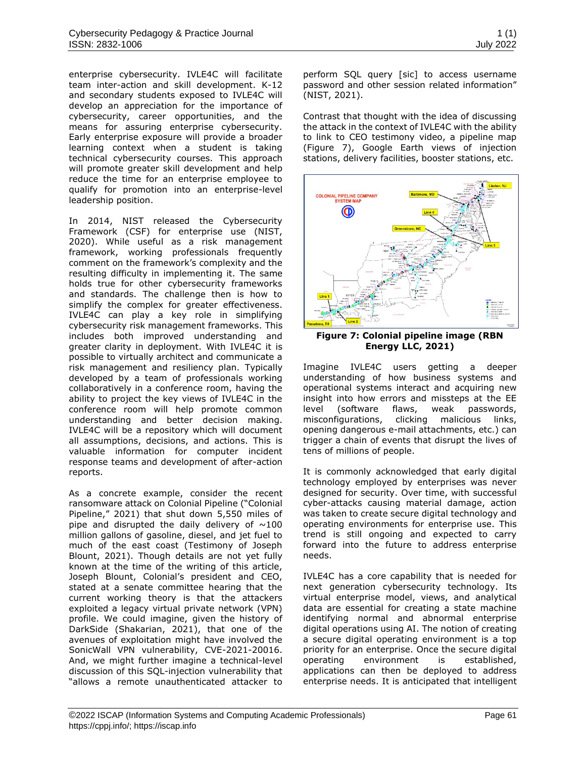enterprise cybersecurity. IVLE4C will facilitate team inter-action and skill development. K-12 and secondary students exposed to IVLE4C will develop an appreciation for the importance of cybersecurity, career opportunities, and the means for assuring enterprise cybersecurity. Early enterprise exposure will provide a broader learning context when a student is taking technical cybersecurity courses. This approach will promote greater skill development and help reduce the time for an enterprise employee to qualify for promotion into an enterprise-level leadership position.

In 2014, NIST released the Cybersecurity Framework (CSF) for enterprise use (NIST, 2020). While useful as a risk management framework, working professionals frequently comment on the framework's complexity and the resulting difficulty in implementing it. The same holds true for other cybersecurity frameworks and standards. The challenge then is how to simplify the complex for greater effectiveness. IVLE4C can play a key role in simplifying cybersecurity risk management frameworks. This includes both improved understanding and greater clarity in deployment. With IVLE4C it is possible to virtually architect and communicate a risk management and resiliency plan. Typically developed by a team of professionals working collaboratively in a conference room, having the ability to project the key views of IVLE4C in the conference room will help promote common understanding and better decision making. IVLE4C will be a repository which will document all assumptions, decisions, and actions. This is valuable information for computer incident response teams and development of after-action reports.

As a concrete example, consider the recent ransomware attack on Colonial Pipeline ("Colonial Pipeline," 2021) that shut down 5,550 miles of pipe and disrupted the daily delivery of ~100 million gallons of gasoline, diesel, and jet fuel to much of the east coast (Testimony of Joseph Blount, 2021). Though details are not yet fully known at the time of the writing of this article, Joseph Blount, Colonial's president and CEO, stated at a senate committee hearing that the current working theory is that the attackers exploited a legacy virtual private network (VPN) profile. We could imagine, given the history of DarkSide (Shakarian, 2021), that one of the avenues of exploitation might have involved the SonicWall VPN vulnerability, CVE-2021-20016. And, we might further imagine a technical-level discussion of this SQL-injection vulnerability that "allows a remote unauthenticated attacker to perform SQL query [sic] to access username password and other session related information" (NIST, 2021).

Contrast that thought with the idea of discussing the attack in the context of IVLE4C with the ability to link to CEO testimony video, a pipeline map (Figure 7), Google Earth views of injection stations, delivery facilities, booster stations, etc.

**Figure 7: Colonial pipeline image (RBN Energy LLC, 2021)**

Imagine IVLE4C users getting a deeper understanding of how business systems and operational systems interact and acquiring new insight into how errors and missteps at the EE level (software flaws, weak passwords, misconfigurations, clicking malicious links, opening dangerous e-mail attachments, etc.) can trigger a chain of events that disrupt the lives of tens of millions of people.

It is commonly acknowledged that early digital technology employed by enterprises was never designed for security. Over time, with successful cyber-attacks causing material damage, action was taken to create secure digital technology and operating environments for enterprise use. This trend is still ongoing and expected to carry forward into the future to address enterprise needs.

IVLE4C has a core capability that is needed for next generation cybersecurity technology. Its virtual enterprise model, views, and analytical data are essential for creating a state machine identifying normal and abnormal enterprise digital operations using AI. The notion of creating a secure digital operating environment is a top priority for an enterprise. Once the secure digital operating environment is established, applications can then be deployed to address enterprise needs. It is anticipated that intelligent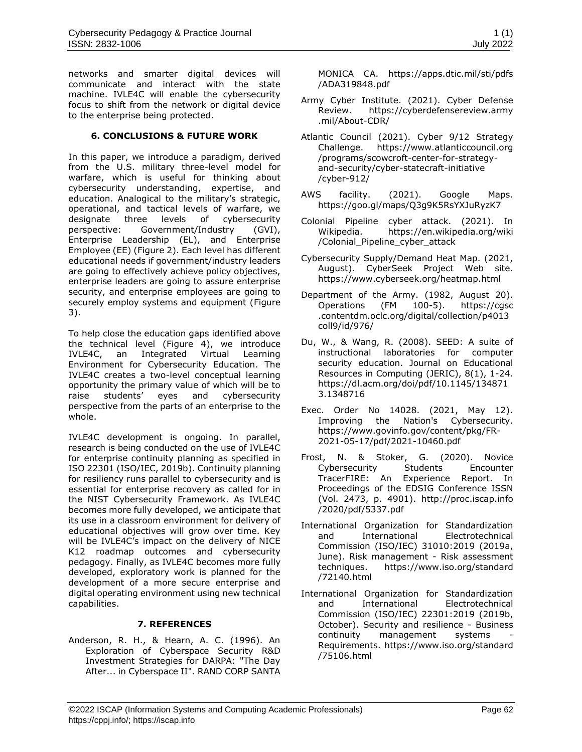networks and smarter digital devices will communicate and interact with the state machine. IVLE4C will enable the cybersecurity focus to shift from the network or digital device to the enterprise being protected.

## 6. CONCLUSIONS & FUTURE WORK

In this paper, we introduce a paradigm, derived from the U.S. military three-level model for warfare, which is useful for thinking about cybersecurity understanding, expertise, and education. Analogical to the military's strategic, operational, and tactical levels of warfare, we designate three levels of cybersecurity perspective: Government/Industry (GVI), Enterprise Leadership (EL), and Enterprise Employee (EE) (Figure 2). Each level has different educational needs if government/industry leaders are going to effectively achieve policy objectives, enterprise leaders are going to assure enterprise security, and enterprise employees are going to securely employ systems and equipment (Figure 3).

To help close the education gaps identified above the technical level (Figure 4), we introduce IVLE4C, an Integrated Virtual Learning Environment for Cybersecurity Education. The IVLE4C creates a two-level conceptual learning opportunity the primary value of which will be to raise students' eyes and cybersecurity perspective from the parts of an enterprise to the whole.

IVLE4C development is ongoing. In parallel, research is being conducted on the use of IVLE4C for enterprise continuity planning as specified in ISO 22301 (ISO/IEC, 2019b). Continuity planning for resiliency runs parallel to cybersecurity and is essential for enterprise recovery as called for in the NIST Cybersecurity Framework. As IVLE4C becomes more fully developed, we anticipate that its use in a classroom environment for delivery of educational objectives will grow over time. Key will be IVLE4C's impact on the delivery of NICE K12 roadmap outcomes and cybersecurity pedagogy. Finally, as IVLE4C becomes more fully developed, exploratory work is planned for the development of a more secure enterprise and digital operating environment using new technical capabilities.

## 7. REFERENCES

Anderson, R. H., & Hearn, A. C. (1996). An Exploration of Cyberspace Security R&D Investment Strategies for DARPA: "The Day After... in Cyberspace II". RAND CORP SANTA MONICA CA. https://apps.dtic.mil/sti/pdfs/ADA319848.pdf

Army Cyber Institute. (2021). Cyber Defense Review. https://cyberdefensereview.army.mil/About-CDR/

Atlantic Council (2021). Cyber 9/12 Strategy Challenge. https://www.atlanticcouncil.org/programs/scowcroft-center-for-strategy-and-security/cyber-statecraft-initiative/cyber-912/

AWS facility. (2021). Google Maps. https://goo.gl/maps/Q3g9K5RsYXJuRyzK7

Colonial Pipeline cyber attack. (2021). In Wikipedia. https://en.wikipedia.org/wiki/Colonial_Pipeline_cyber_attack

Cybersecurity Supply/Demand Heat Map. (2021, August). CyberSeek Project Web site. https://www.cyberseek.org/heatmap.html

Department of the Army. (1982, August 20). Operations (FM 100-5). https://cgsc.contentdm.oclc.org/digital/collection/p4013coll9/id/976/

Du, W., & Wang, R. (2008). SEED: A suite of instructional laboratories for computer security education. Journal on Educational Resources in Computing (JERIC), 8(1), 1-24. https://dl.acm.org/doi/pdf/10.1145/1348713.1348716

Exec. Order No 14028. (2021, May 12). Improving the Nation's Cybersecurity. https://www.govinfo.gov/content/pkg/FR-2021-05-17/pdf/2021-10460.pdf

Frost, N. & Stoker, G. (2020). Novice Cybersecurity Students Encounter TracerFIRE: An Experience Report. In Proceedings of the EDSIG Conference ISSN (Vol. 2473, p. 4901). http://proc.iscap.info/2020/pdf/5337.pdf

International Organization for Standardization and International Electrotechnical Commission (ISO/IEC) 31010:2019 (2019a, June). Risk management - Risk assessment techniques. https://www.iso.org/standard/72140.html

International Organization for Standardization and International Electrotechnical Commission (ISO/IEC) 22301:2019 (2019b, October). Security and resilience - Business continuity management systems - Requirements. https://www.iso.org/standard/75106.html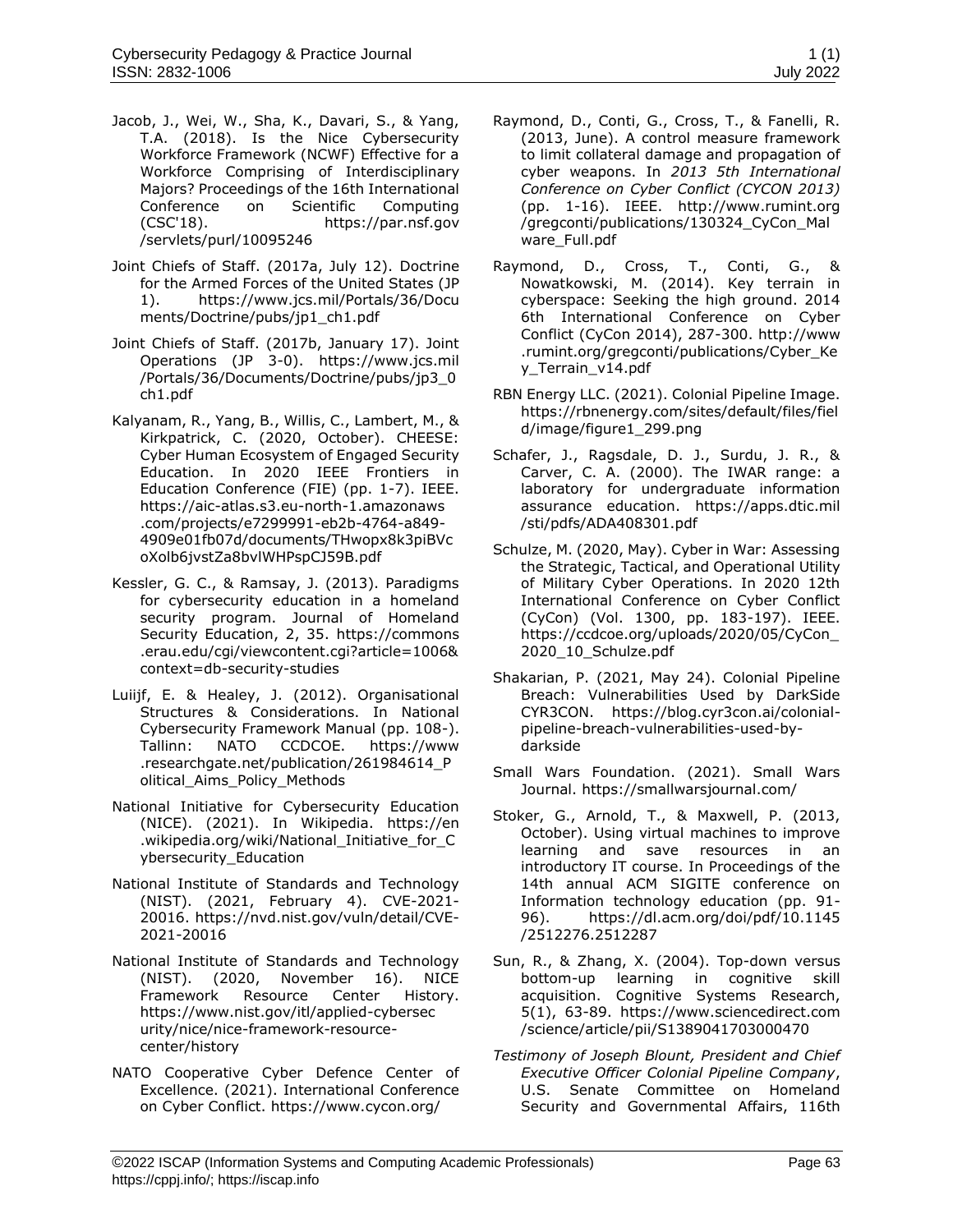Jacob, J., Wei, W., Sha, K., Davari, S., & Yang, T.A. (2018). Is the Nice Cybersecurity Workforce Framework (NCWF) Effective for a Workforce Comprising of Interdisciplinary Majors? Proceedings of the 16th International Conference on Scientific Computing (CSC'18). https://par.nsf.gov/servlets/purl/10095246

Joint Chiefs of Staff. (2017a, July 12). Doctrine for the Armed Forces of the United States (JP 1). https://www.jcs.mil/Portals/36/Documents/Doctrine/pubs/jp1_ch1.pdf

Joint Chiefs of Staff. (2017b, January 17). Joint Operations (JP 3-0). https://www.jcs.mil/Portals/36/Documents/Doctrine/pubs/jp3_0ch1.pdf

Kalyanam, R., Yang, B., Willis, C., Lambert, M., & Kirkpatrick, C. (2020, October). CHEESE: Cyber Human Ecosystem of Engaged Security Education. In 2020 IEEE Frontiers in Education Conference (FIE) (pp. 1-7). IEEE. https://aic-atlas.s3.eu-north-1.amazonaws.com/projects/e7299991-eb2b-4764-a849-4909e01fb07d/documents/THwopx8k3piBVcoXolb6jvstZa8bvIWHPspCJ59B.pdf

Kessler, G. C., & Ramsay, J. (2013). Paradigms for cybersecurity education in a homeland security program. Journal of Homeland Security Education, 2, 35. https://commons.erau.edu/cgi/viewcontent.cgi?article=1006&context=db-security-studies

Luiijf, E. & Healey, J. (2012). Organisational Structures & Considerations. In National Cybersecurity Framework Manual (pp. 108-). Tallinn: NATO CCDCOE. https://www.researchgate.net/publication/261984614_Political_Aims_Policy_Methods

National Initiative for Cybersecurity Education (NICE). (2021). In Wikipedia. https://en.wikipedia.org/wiki/National_Initiative_for_Cybersecurity_Education

National Institute of Standards and Technology (NIST). (2021, February 4). CVE-2021-20016. https://nvd.nist.gov/vuln/detail/CVE-2021-20016

National Institute of Standards and Technology (NIST). (2020, November 16). NICE Framework Resource Center History. https://www.nist.gov/itl/applied-cybersecurity/nice/nice-framework-resource-center/history

NATO Cooperative Cyber Defence Center of Excellence. (2021). International Conference on Cyber Conflict. https://www.cycon.org/

Raymond, D., Conti, G., Cross, T., & Fanelli, R. (2013, June). A control measure framework to limit collateral damage and propagation of cyber weapons. In *2013 5th International Conference on Cyber Conflict (CYCON 2013)* (pp. 1-16). IEEE. http://www.rumint.org/gregconti/publications/130324_CyCon_Malware_Full.pdf

Raymond, D., Cross, T., Conti, G., & Nowatkowski, M. (2014). Key terrain in cyberspace: Seeking the high ground. 2014 6th International Conference on Cyber Conflict (CyCon 2014), 287-300. http://www.rumint.org/gregconti/publications/Cyber_Key_Terrain_v14.pdf

RBN Energy LLC. (2021). Colonial Pipeline Image. https://rbnenergy.com/sites/default/files/field/image/figure1_299.png

Schafer, J., Ragsdale, D. J., Surdu, J. R., & Carver, C. A. (2000). The IWAR range: a laboratory for undergraduate information assurance education. https://apps.dtic.mil/sti/pdfs/ADA408301.pdf

Schulze, M. (2020, May). Cyber in War: Assessing the Strategic, Tactical, and Operational Utility of Military Cyber Operations. In 2020 12th International Conference on Cyber Conflict (CyCon) (Vol. 1300, pp. 183-197). IEEE. https://ccdcoe.org/uploads/2020/05/CyCon_2020_10_Schulze.pdf

Shakarian, P. (2021, May 24). Colonial Pipeline Breach: Vulnerabilities Used by DarkSide CYR3CON. https://blog.cyr3con.ai/colonial-pipeline-breach-vulnerabilities-used-by-darkside

Small Wars Foundation. (2021). Small Wars Journal. https://smallwarsjournal.com/

Stoker, G., Arnold, T., & Maxwell, P. (2013, October). Using virtual machines to improve learning and save resources in an introductory IT course. In Proceedings of the 14th annual ACM SIGITE conference on Information technology education (pp. 91-96). https://dl.acm.org/doi/pdf/10.1145/2512276.2512287

Sun, R., & Zhang, X. (2004). Top-down versus bottom-up learning in cognitive skill acquisition. Cognitive Systems Research, 5(1), 63-89. https://www.sciencedirect.com/science/article/pii/S1389041703000470

*Testimony of Joseph Blount, President and Chief Executive Officer Colonial Pipeline Company*, U.S. Senate Committee on Homeland Security and Governmental Affairs, 116th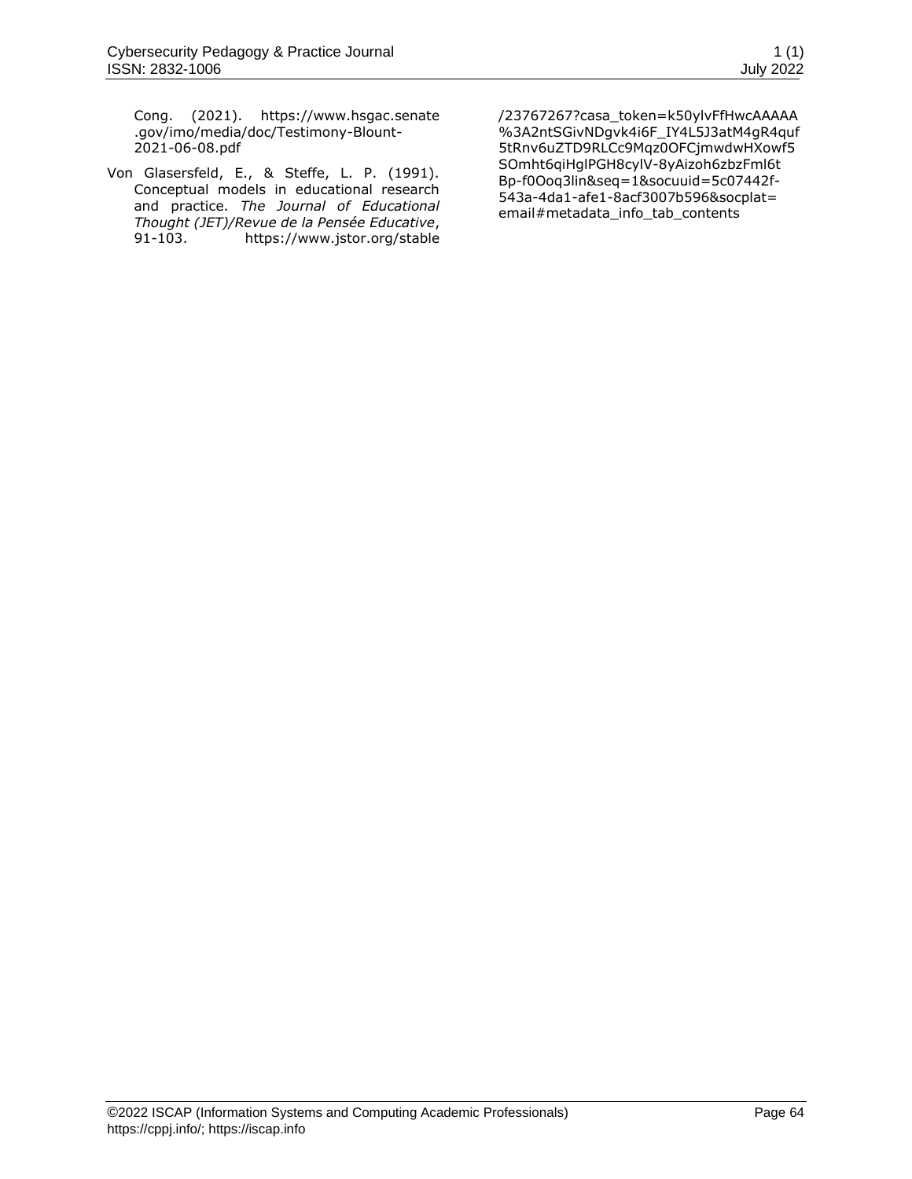Cong. (2021). https://www.hsgac.senate.gov/imo/media/doc/Testimony-Blount-2021-06-08.pdf

Von Glasersfeld, E., & Steffe, L. P. (1991). Conceptual models in educational research and practice. *The Journal of Educational Thought (JET)/Revue de la Pensée Educative*, 91-103. https://www.jstor.org/stable/23767267?casa_token=k50ylvFfHwcAAAAA%3A2ntSGivNDgvk4i6F_IY4L5J3atM4gR4quf5tRnv6uZTD9RLCc9Mqz0OFCjmwdwHXowf5SOmht6qiHglPGH8cylV-8yAizoh6zbzFml6tBp-f0Ooq3lin&seq=1&socuuid=5c07442f-543a-4da1-afe1-8acf3007b596&socplat=email#metadata_info_tab_contents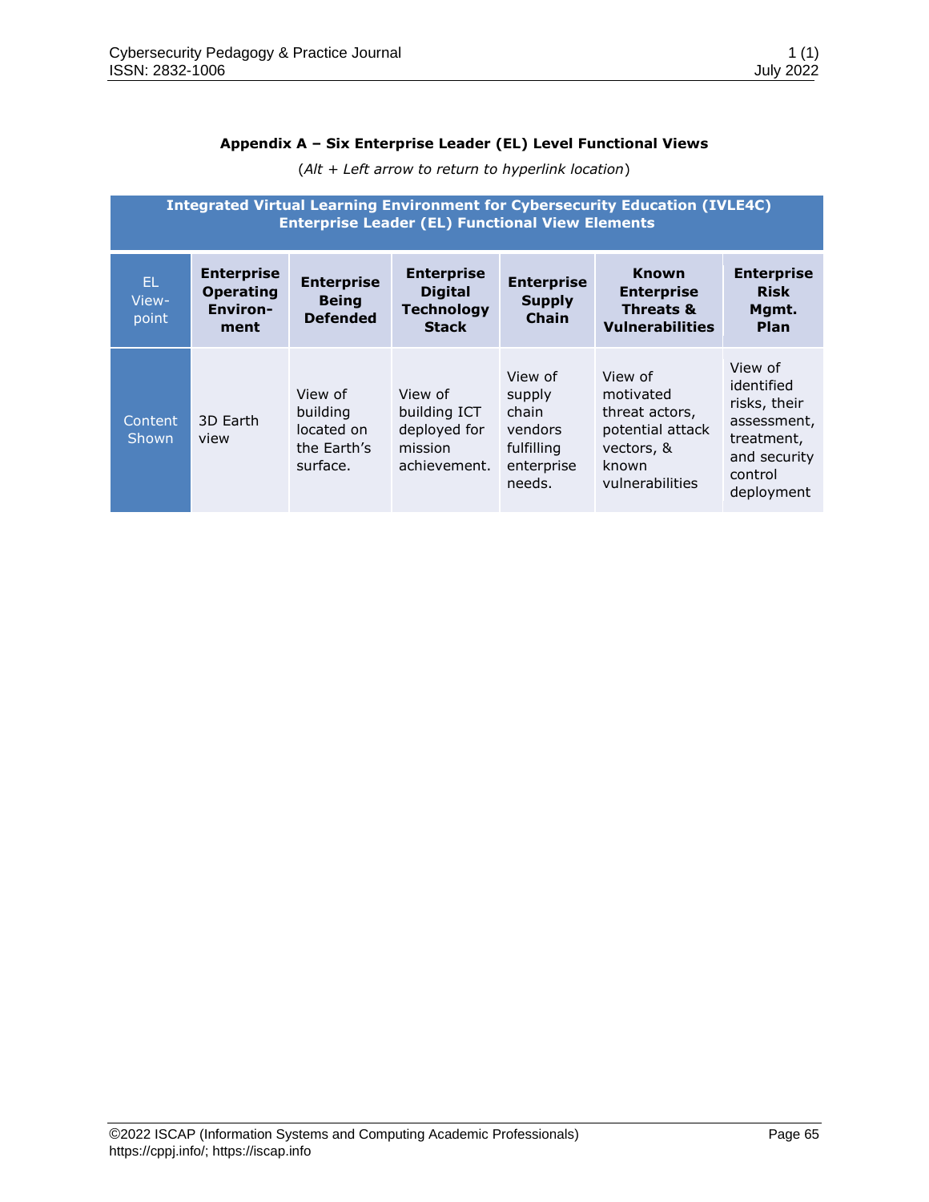## Appendix A – Six Enterprise Leader (EL) Level Functional Views

(*Alt + Left arrow to return to hyperlink location*)

| Integrated Virtual Learning Environment for Cybersecurity Education (IVLE4C) Enterprise Leader (EL) Functional View Elements | | | | | | |
|---|---|---|---|---|---|---|
| EL View-point | **Enterprise Operating Environ-ment** | **Enterprise Being Defended** | **Enterprise Digital Technology Stack** | **Enterprise Supply Chain** | **Known Enterprise Threats & Vulnerabilities** | **Enterprise Risk Mgmt. Plan** |
| Content Shown | 3D Earth view | View of building located on the Earth's surface. | View of building ICT deployed for mission achievement. | View of supply chain vendors fulfilling enterprise needs. | View of motivated threat actors, potential attack vectors, & known vulnerabilities | View of identified risks, their assessment, treatment, and security control deployment |